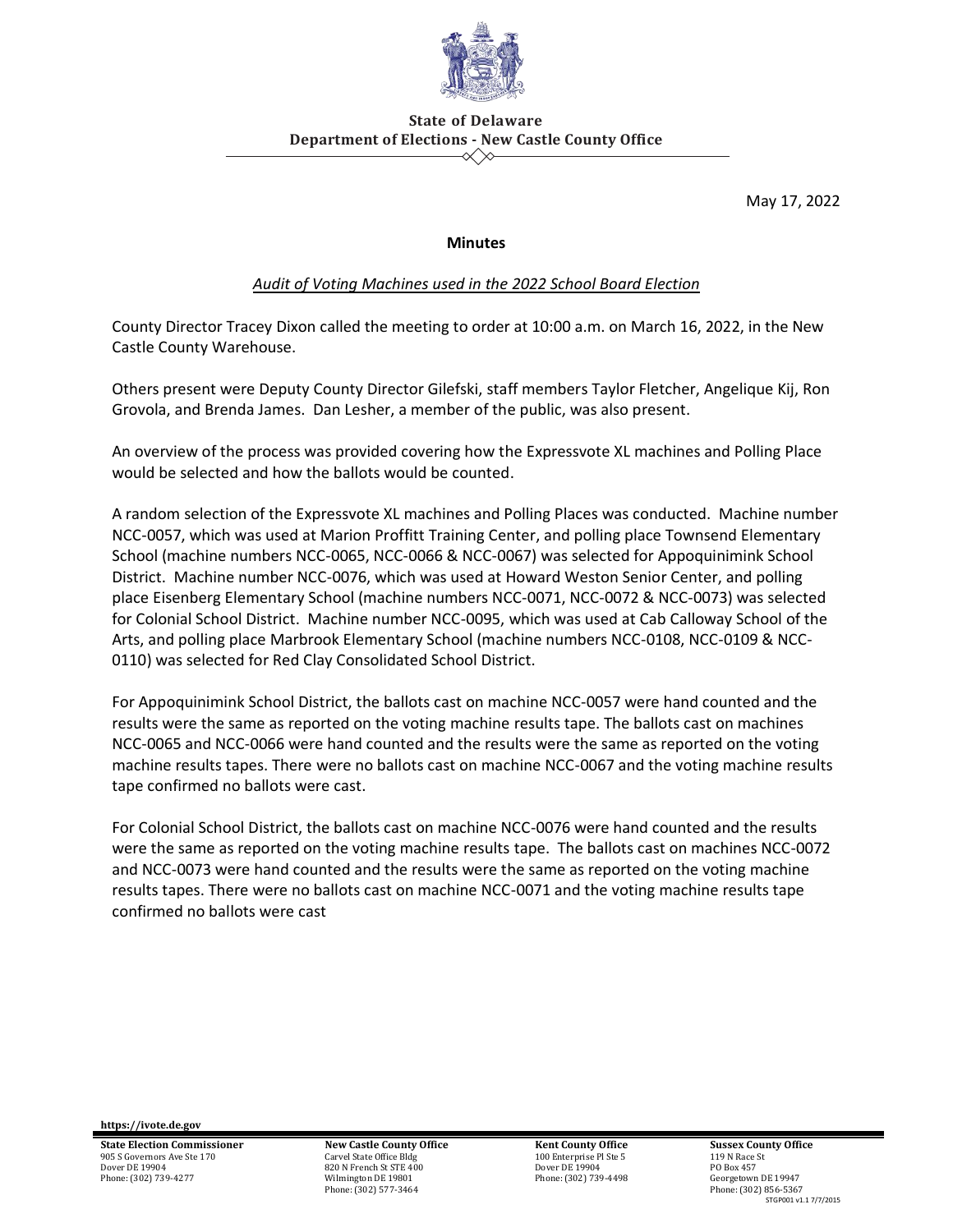**State of Delaware**
**Department of Elections - New Castle County Office**

May 17, 2022

**Minutes**

*Audit of Voting Machines used in the 2022 School Board Election*

County Director Tracey Dixon called the meeting to order at 10:00 a.m. on March 16, 2022, in the New Castle County Warehouse.

Others present were Deputy County Director Gilefski, staff members Taylor Fletcher, Angelique Kij, Ron Grovola, and Brenda James. Dan Lesher, a member of the public, was also present.

An overview of the process was provided covering how the Expressvote XL machines and Polling Place would be selected and how the ballots would be counted.

A random selection of the Expressvote XL machines and Polling Places was conducted. Machine number NCC-0057, which was used at Marion Proffitt Training Center, and polling place Townsend Elementary School (machine numbers NCC-0065, NCC-0066 & NCC-0067) was selected for Appoquinimink School District. Machine number NCC-0076, which was used at Howard Weston Senior Center, and polling place Eisenberg Elementary School (machine numbers NCC-0071, NCC-0072 & NCC-0073) was selected for Colonial School District. Machine number NCC-0095, which was used at Cab Calloway School of the Arts, and polling place Marbrook Elementary School (machine numbers NCC-0108, NCC-0109 & NCC-0110) was selected for Red Clay Consolidated School District.

For Appoquinimink School District, the ballots cast on machine NCC-0057 were hand counted and the results were the same as reported on the voting machine results tape. The ballots cast on machines NCC-0065 and NCC-0066 were hand counted and the results were the same as reported on the voting machine results tapes. There were no ballots cast on machine NCC-0067 and the voting machine results tape confirmed no ballots were cast.

For Colonial School District, the ballots cast on machine NCC-0076 were hand counted and the results were the same as reported on the voting machine results tape. The ballots cast on machines NCC-0072 and NCC-0073 were hand counted and the results were the same as reported on the voting machine results tapes. There were no ballots cast on machine NCC-0071 and the voting machine results tape confirmed no ballots were cast

https://ivote.de.gov

**State Election Commissioner**
905 S Governors Ave Ste 170
Dover DE 19904
Phone: (302) 739-4277

**New Castle County Office**
Carvel State Office Bldg
820 N French St STE 400
Wilmington DE 19801
Phone: (302) 577-3464

**Kent County Office**
100 Enterprise Pl Ste 5
Dover DE 19904
Phone: (302) 739-4498

**Sussex County Office**
119 N Race St
PO Box 457
Georgetown DE 19947
Phone: (302) 856-5367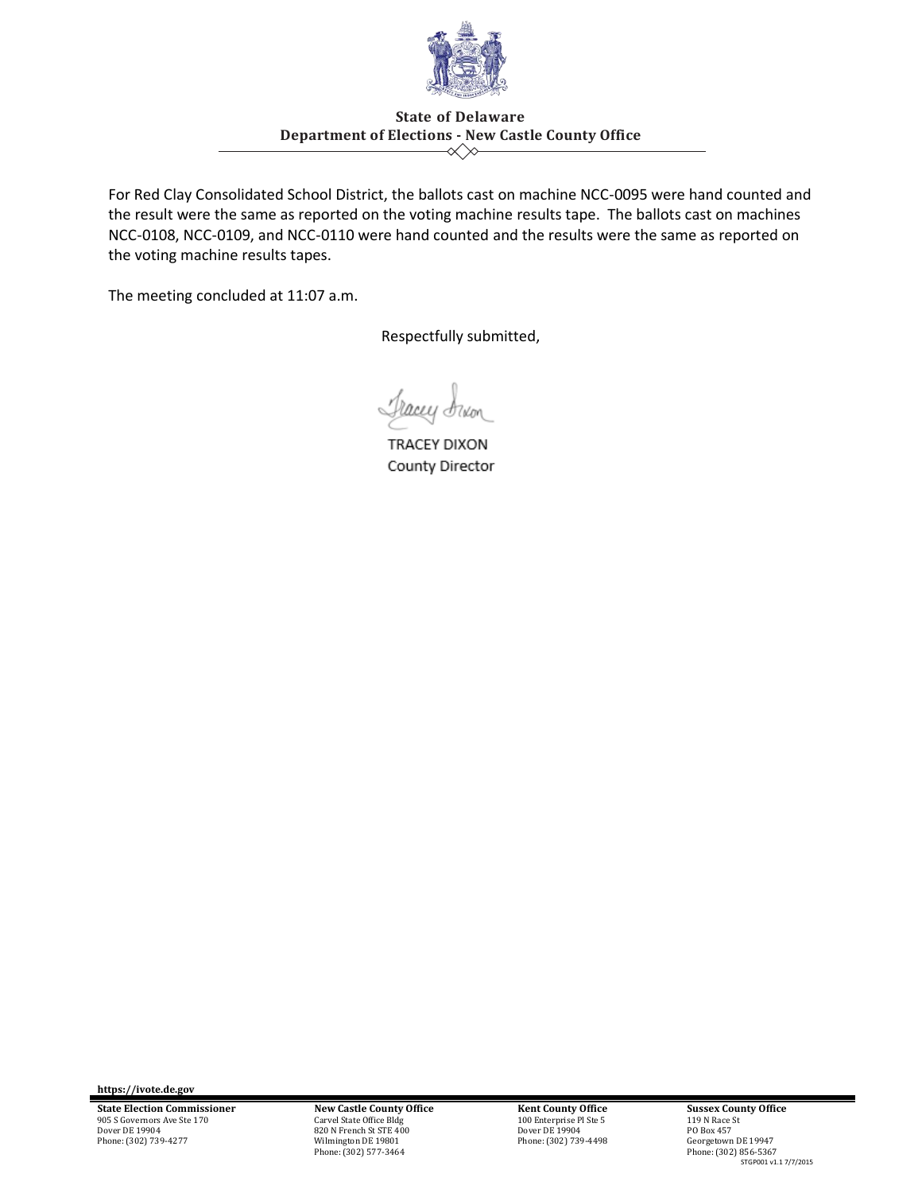**State of Delaware**
**Department of Elections - New Castle County Office**

For Red Clay Consolidated School District, the ballots cast on machine NCC-0095 were hand counted and the result were the same as reported on the voting machine results tape. The ballots cast on machines NCC-0108, NCC-0109, and NCC-0110 were hand counted and the results were the same as reported on the voting machine results tapes.

The meeting concluded at 11:07 a.m.

Respectfully submitted,

TRACEY DIXON
County Director

**https://ivote.de.gov**

**State Election Commissioner**
905 S Governors Ave Ste 170
Dover DE 19904
Phone: (302) 739-4277

**New Castle County Office**
Carvel State Office Bldg
820 N French St STE 400
Wilmington DE 19801
Phone: (302) 577-3464

**Kent County Office**
100 Enterprise Pl Ste 5
Dover DE 19904
Phone: (302) 739-4498

**Sussex County Office**
119 N Race St
PO Box 457
Georgetown DE 19947
Phone: (302) 856-5367

STGP001 v1.1 7/7/2015